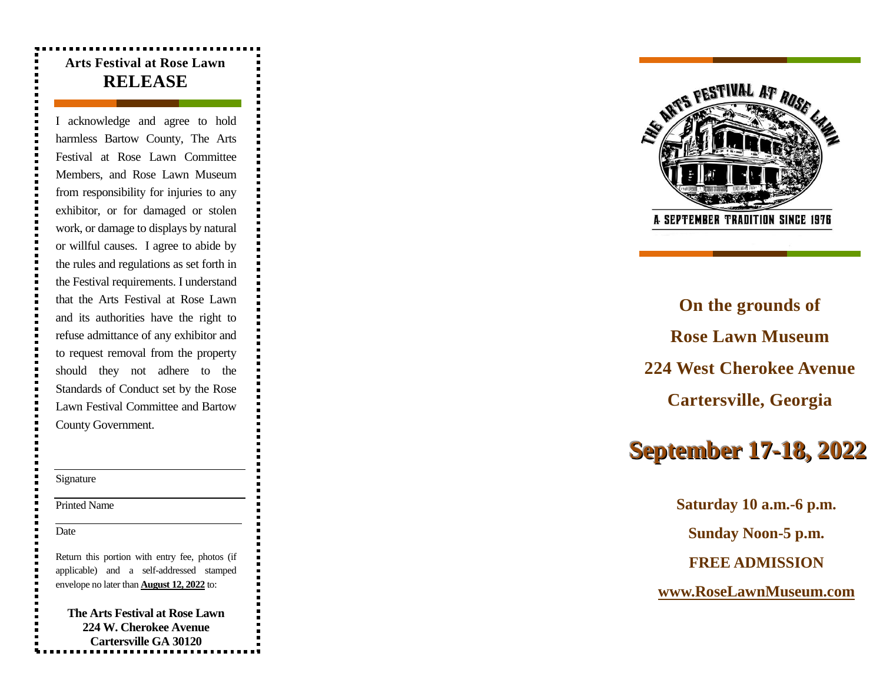## Arts Festival at Rose Lawn

# RELEASE

I acknowledge and agree to hold harmless Bartow County, The Arts Festival at Rose Lawn Committee Members, and Rose Lawn Museum from responsibility for injuries to any exhibitor, or for damaged or stolen work, or damage to displays by natural or willful causes. I agree to abide by the rules and regulations as set forth in the Festival requirements. I understand that the Arts Festival at Rose Lawn and its authorities have the right to refuse admittance of any exhibitor and to request removal from the property should they not adhere to the Standards of Conduct set by the Rose Lawn Festival Committee and Bartow County Government.

Signature

Printed Name

Date

Return this portion with entry fee, photos (if applicable) and a self-addressed stamped envelope no later than **August 12, 2022** to:

**The Arts Festival at Rose Lawn**
**224 W. Cherokee Avenue**
**Cartersville GA 30120**

THE ARTS FESTIVAL AT ROSE LAWN

A SEPTEMBER TRADITION SINCE 1976

**On the grounds of**

**Rose Lawn Museum**

**224 West Cherokee Avenue**

**Cartersville, Georgia**

# September 17-18, 2022

**Saturday 10 a.m.-6 p.m.**

**Sunday Noon-5 p.m.**

**FREE ADMISSION**

**www.RoseLawnMuseum.com**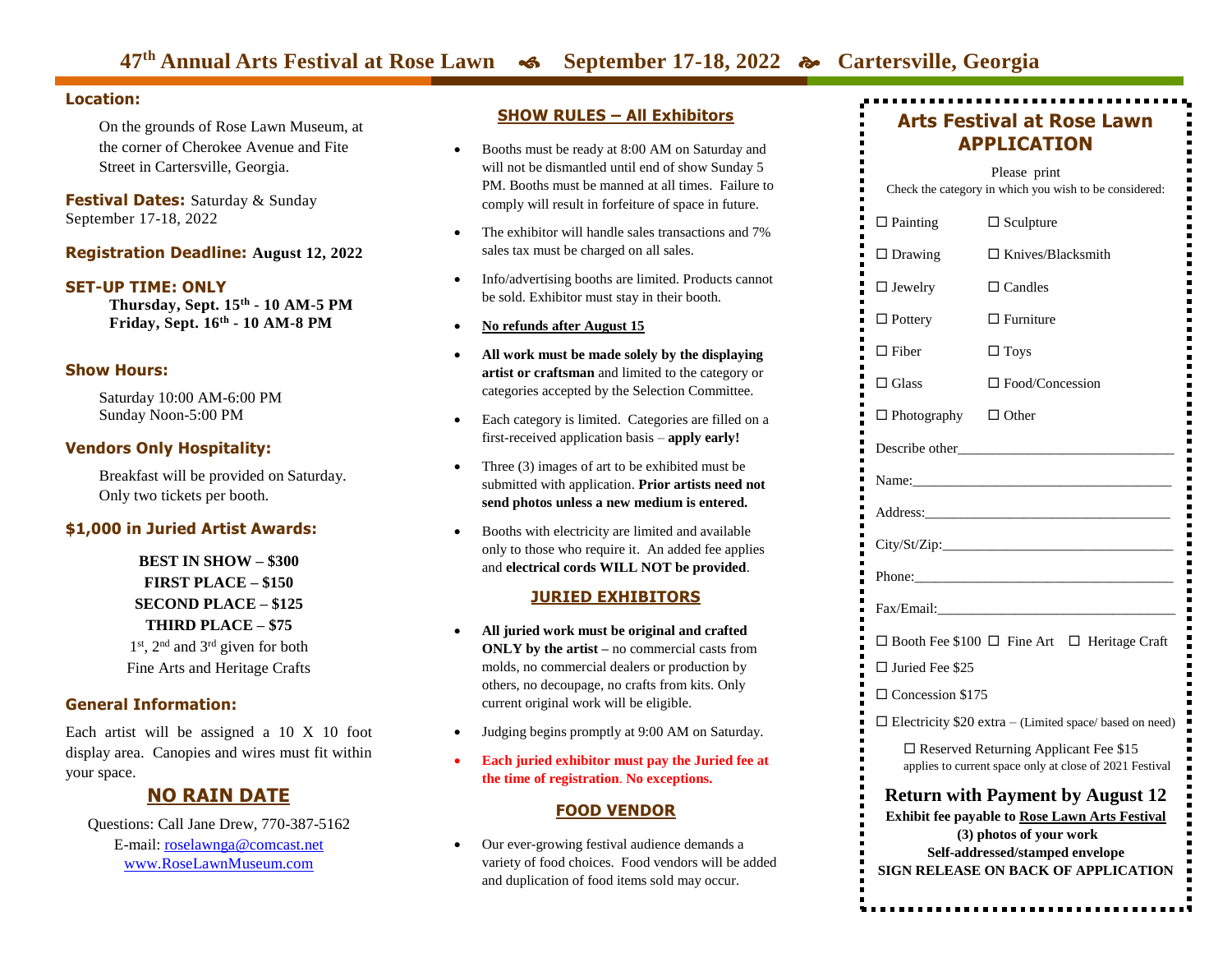# 47th Annual Arts Festival at Rose Lawn — September 17-18, 2022 — Cartersville, Georgia

**Location:**

On the grounds of Rose Lawn Museum, at the corner of Cherokee Avenue and Fite Street in Cartersville, Georgia.

**Festival Dates:** Saturday & Sunday September 17-18, 2022

**Registration Deadline: August 12, 2022**

**SET-UP TIME: ONLY**

**Thursday, Sept. 15th - 10 AM-5 PM**
**Friday, Sept. 16th - 10 AM-8 PM**

**Show Hours:**

Saturday 10:00 AM-6:00 PM
Sunday Noon-5:00 PM

**Vendors Only Hospitality:**

Breakfast will be provided on Saturday. Only two tickets per booth.

**$1,000 in Juried Artist Awards:**

**BEST IN SHOW – $300**
**FIRST PLACE – $150**
**SECOND PLACE – $125**
**THIRD PLACE – $75**
1st, 2nd and 3rd given for both Fine Arts and Heritage Crafts

**General Information:**

Each artist will be assigned a 10 X 10 foot display area. Canopies and wires must fit within your space.

## NO RAIN DATE

Questions: Call Jane Drew, 770-387-5162
E-mail: roselawnga@comcast.net
www.RoseLawnMuseum.com

## SHOW RULES – All Exhibitors

- Booths must be ready at 8:00 AM on Saturday and will not be dismantled until end of show Sunday 5 PM. Booths must be manned at all times. Failure to comply will result in forfeiture of space in future.
- The exhibitor will handle sales transactions and 7% sales tax must be charged on all sales.
- Info/advertising booths are limited. Products cannot be sold. Exhibitor must stay in their booth.
- **No refunds after August 15**
- **All work must be made solely by the displaying artist or craftsman** and limited to the category or categories accepted by the Selection Committee.
- Each category is limited. Categories are filled on a first-received application basis – **apply early!**
- Three (3) images of art to be exhibited must be submitted with application. **Prior artists need not send photos unless a new medium is entered.**
- Booths with electricity are limited and available only to those who require it. An added fee applies and **electrical cords WILL NOT be provided**.

## JURIED EXHIBITORS

- **All juried work must be original and crafted ONLY by the artist –** no commercial casts from molds, no commercial dealers or production by others, no decoupage, no crafts from kits. Only current original work will be eligible.
- Judging begins promptly at 9:00 AM on Saturday.
- **Each juried exhibitor must pay the Juried fee at the time of registration. No exceptions.**

## FOOD VENDOR

- Our ever-growing festival audience demands a variety of food choices. Food vendors will be added and duplication of food items sold may occur.

## Arts Festival at Rose Lawn APPLICATION

Please print
Check the category in which you wish to be considered:

☐ Painting ☐ Sculpture
☐ Drawing ☐ Knives/Blacksmith
☐ Jewelry ☐ Candles
☐ Pottery ☐ Furniture
☐ Fiber ☐ Toys
☐ Glass ☐ Food/Concession
☐ Photography ☐ Other

Describe other______________________________

Name:_____________________________________

Address:___________________________________

City/St/Zip:________________________________

Phone:_____________________________________

Fax/Email:_________________________________

☐ Booth Fee $100 ☐ Fine Art ☐ Heritage Craft
☐ Juried Fee $25
☐ Concession $175
☐ Electricity $20 extra – (Limited space/ based on need)

☐ Reserved Returning Applicant Fee $15
applies to current space only at close of 2021 Festival

**Return with Payment by August 12**
**Exhibit fee payable to Rose Lawn Arts Festival**
**(3) photos of your work**
**Self-addressed/stamped envelope**
**SIGN RELEASE ON BACK OF APPLICATION**